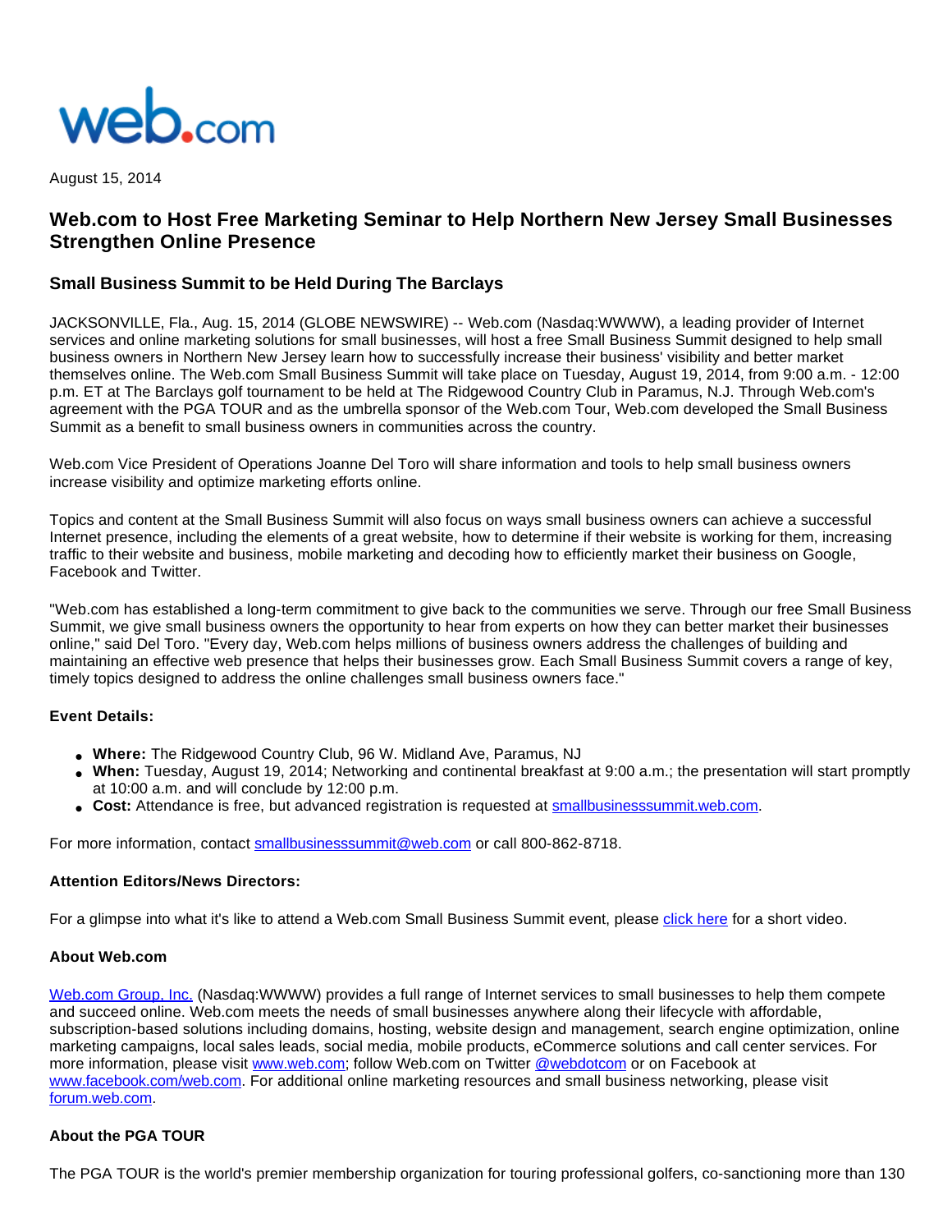web.com

August 15, 2014

# Web.com to Host Free Marketing Seminar to Help Northern New Jersey Small Businesses Strengthen Online Presence

## Small Business Summit to be Held During The Barclays

JACKSONVILLE, Fla., Aug. 15, 2014 (GLOBE NEWSWIRE) -- Web.com (Nasdaq:WWWW), a leading provider of Internet services and online marketing solutions for small businesses, will host a free Small Business Summit designed to help small business owners in Northern New Jersey learn how to successfully increase their business' visibility and better market themselves online. The Web.com Small Business Summit will take place on Tuesday, August 19, 2014, from 9:00 a.m. - 12:00 p.m. ET at The Barclays golf tournament to be held at The Ridgewood Country Club in Paramus, N.J. Through Web.com's agreement with the PGA TOUR and as the umbrella sponsor of the Web.com Tour, Web.com developed the Small Business Summit as a benefit to small business owners in communities across the country.

Web.com Vice President of Operations Joanne Del Toro will share information and tools to help small business owners increase visibility and optimize marketing efforts online.

Topics and content at the Small Business Summit will also focus on ways small business owners can achieve a successful Internet presence, including the elements of a great website, how to determine if their website is working for them, increasing traffic to their website and business, mobile marketing and decoding how to efficiently market their business on Google, Facebook and Twitter.

"Web.com has established a long-term commitment to give back to the communities we serve. Through our free Small Business Summit, we give small business owners the opportunity to hear from experts on how they can better market their businesses online," said Del Toro. "Every day, Web.com helps millions of business owners address the challenges of building and maintaining an effective web presence that helps their businesses grow. Each Small Business Summit covers a range of key, timely topics designed to address the online challenges small business owners face."

**Event Details:**

- **Where:** The Ridgewood Country Club, 96 W. Midland Ave, Paramus, NJ
- **When:** Tuesday, August 19, 2014; Networking and continental breakfast at 9:00 a.m.; the presentation will start promptly at 10:00 a.m. and will conclude by 12:00 p.m.
- **Cost:** Attendance is free, but advanced registration is requested at smallbusinesssummit.web.com.

For more information, contact smallbusinesssummit@web.com or call 800-862-8718.

**Attention Editors/News Directors:**

For a glimpse into what it's like to attend a Web.com Small Business Summit event, please click here for a short video.

**About Web.com**

Web.com Group, Inc. (Nasdaq:WWWW) provides a full range of Internet services to small businesses to help them compete and succeed online. Web.com meets the needs of small businesses anywhere along their lifecycle with affordable, subscription-based solutions including domains, hosting, website design and management, search engine optimization, online marketing campaigns, local sales leads, social media, mobile products, eCommerce solutions and call center services. For more information, please visit www.web.com; follow Web.com on Twitter @webdotcom or on Facebook at www.facebook.com/web.com. For additional online marketing resources and small business networking, please visit forum.web.com.

**About the PGA TOUR**

The PGA TOUR is the world's premier membership organization for touring professional golfers, co-sanctioning more than 130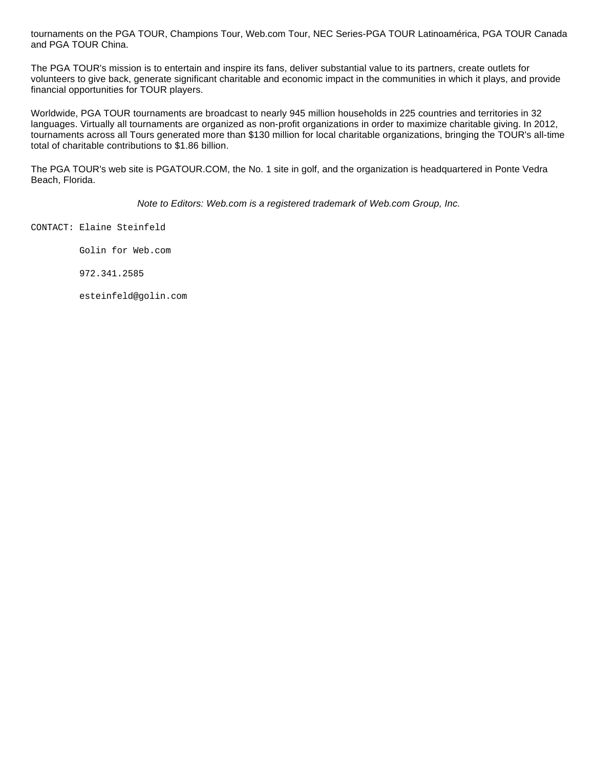tournaments on the PGA TOUR, Champions Tour, Web.com Tour, NEC Series-PGA TOUR Latinoamérica, PGA TOUR Canada and PGA TOUR China.

The PGA TOUR's mission is to entertain and inspire its fans, deliver substantial value to its partners, create outlets for volunteers to give back, generate significant charitable and economic impact in the communities in which it plays, and provide financial opportunities for TOUR players.

Worldwide, PGA TOUR tournaments are broadcast to nearly 945 million households in 225 countries and territories in 32 languages. Virtually all tournaments are organized as non-profit organizations in order to maximize charitable giving. In 2012, tournaments across all Tours generated more than $130 million for local charitable organizations, bringing the TOUR's all-time total of charitable contributions to $1.86 billion.

The PGA TOUR's web site is PGATOUR.COM, the No. 1 site in golf, and the organization is headquartered in Ponte Vedra Beach, Florida.

*Note to Editors: Web.com is a registered trademark of Web.com Group, Inc.*

CONTACT: Elaine Steinfeld

Golin for Web.com

972.341.2585

esteinfeld@golin.com